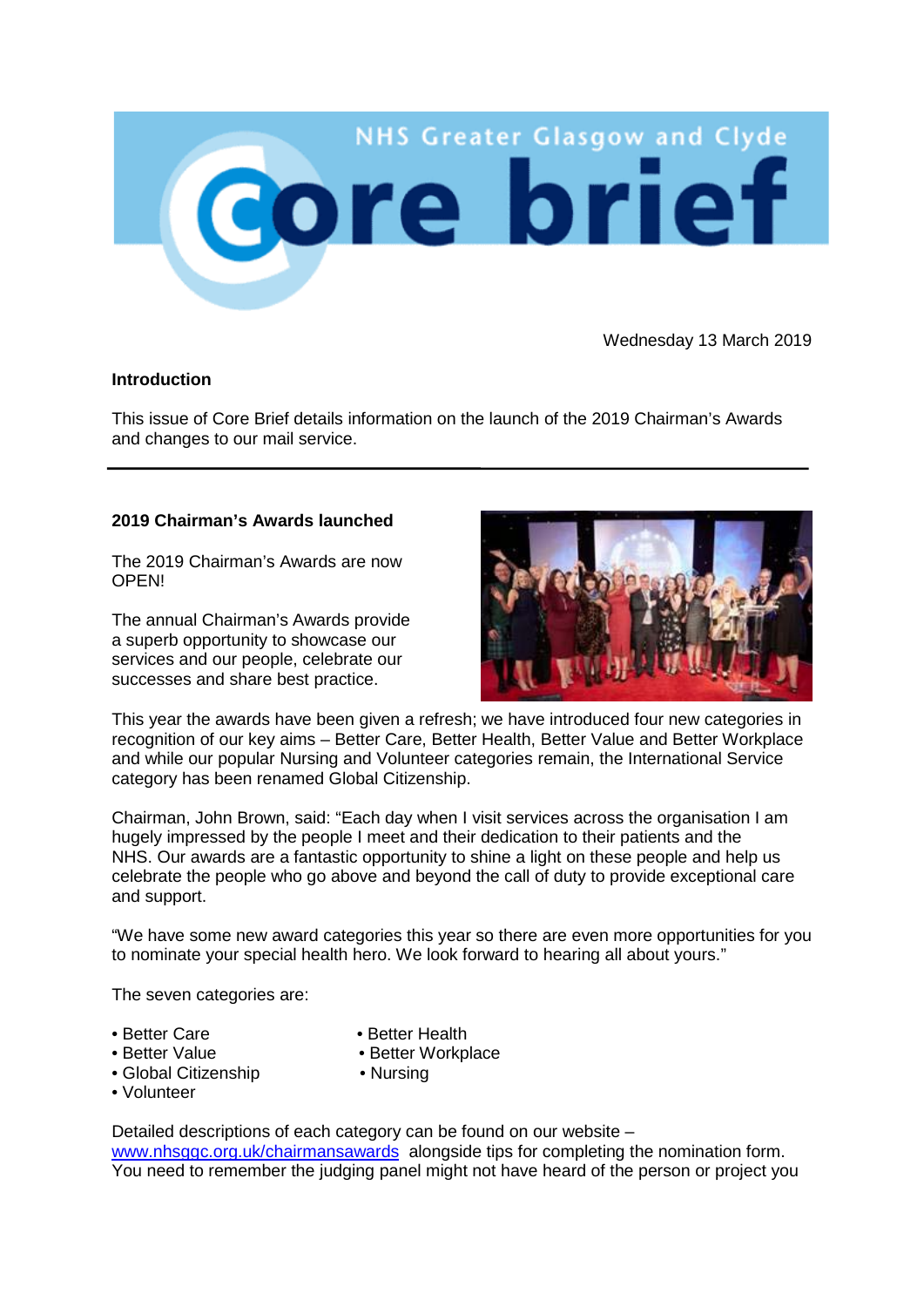# NHS Greater Glasgow and Clyde Core brief

Wednesday 13 March 2019

**Introduction**

This issue of Core Brief details information on the launch of the 2019 Chairman's Awards and changes to our mail service.

---

**2019 Chairman's Awards launched**

The 2019 Chairman's Awards are now OPEN!

The annual Chairman's Awards provide a superb opportunity to showcase our services and our people, celebrate our successes and share best practice.

This year the awards have been given a refresh; we have introduced four new categories in recognition of our key aims – Better Care, Better Health, Better Value and Better Workplace and while our popular Nursing and Volunteer categories remain, the International Service category has been renamed Global Citizenship.

Chairman, John Brown, said: "Each day when I visit services across the organisation I am hugely impressed by the people I meet and their dedication to their patients and the NHS. Our awards are a fantastic opportunity to shine a light on these people and help us celebrate the people who go above and beyond the call of duty to provide exceptional care and support.

"We have some new award categories this year so there are even more opportunities for you to nominate your special health hero. We look forward to hearing all about yours."

The seven categories are:

- Better Care
- Better Health
- Better Value
- Better Workplace
- Global Citizenship
- Nursing
- Volunteer

Detailed descriptions of each category can be found on our website – [www.nhsggc.org.uk/chairmansawards](www.nhsggc.org.uk/chairmansawards) alongside tips for completing the nomination form. You need to remember the judging panel might not have heard of the person or project you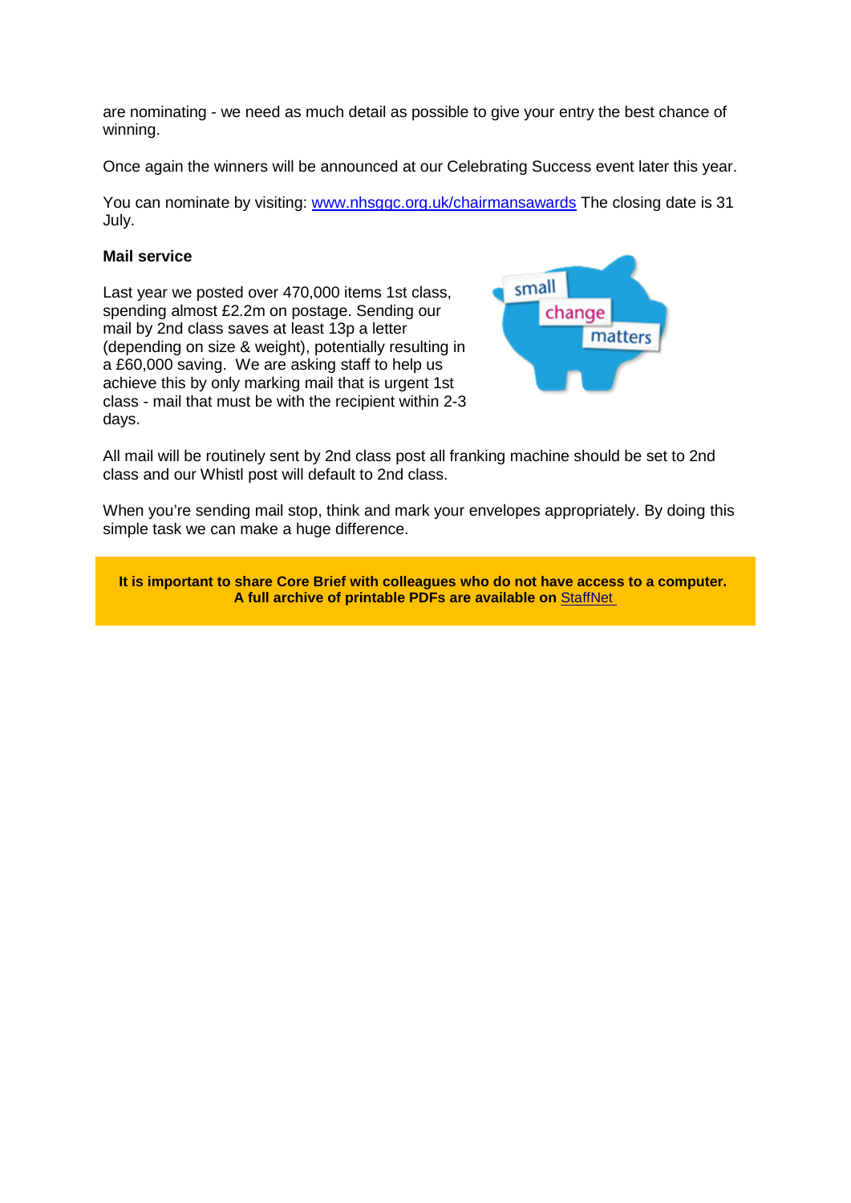are nominating - we need as much detail as possible to give your entry the best chance of winning.

Once again the winners will be announced at our Celebrating Success event later this year.

You can nominate by visiting: [www.nhsggc.org.uk/chairmansawards](http://www.nhsggc.org.uk/chairmansawards) The closing date is 31 July.

**Mail service**

Last year we posted over 470,000 items 1st class, spending almost £2.2m on postage. Sending our mail by 2nd class saves at least 13p a letter (depending on size & weight), potentially resulting in a £60,000 saving. We are asking staff to help us achieve this by only marking mail that is urgent 1st class - mail that must be with the recipient within 2-3 days.

All mail will be routinely sent by 2nd class post all franking machine should be set to 2nd class and our Whistl post will default to 2nd class.

When you're sending mail stop, think and mark your envelopes appropriately. By doing this simple task we can make a huge difference.

**It is important to share Core Brief with colleagues who do not have access to a computer. A full archive of printable PDFs are available on** StaffNet